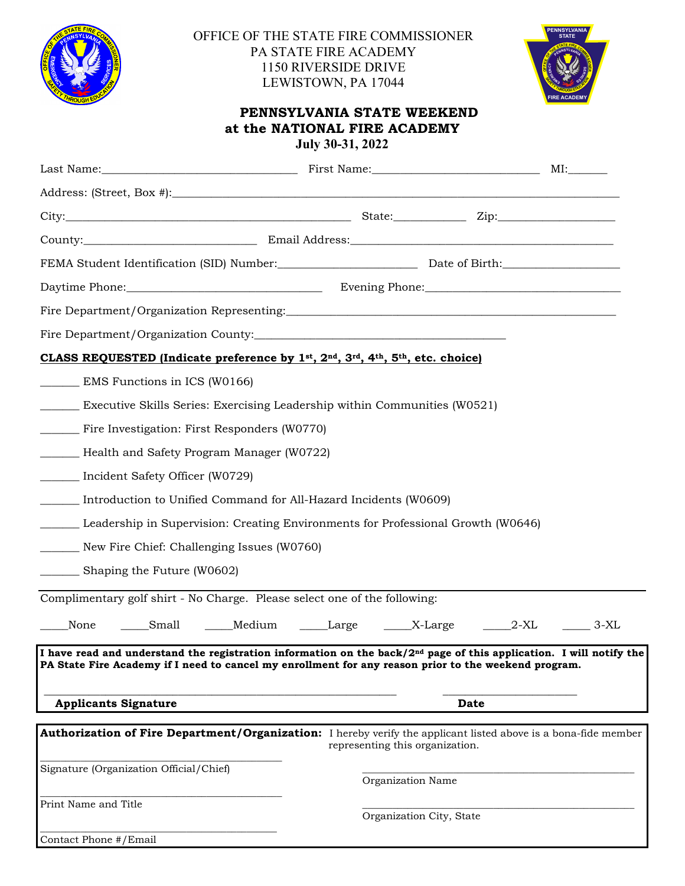OFFICE OF THE STATE FIRE COMMISSIONER
PA STATE FIRE ACADEMY
1150 RIVERSIDE DRIVE
LEWISTOWN, PA 17044

# PENNSYLVANIA STATE WEEKEND at the NATIONAL FIRE ACADEMY

**July 30-31, 2022**

Last Name:________________________________ First Name:___________________________ MI:______

Address: (Street, Box #):_____________________________________________________________________________

City:______________________________________________ State:___________ Zip:___________________

County:_____________________________ Email Address:___________________________________________

FEMA Student Identification (SID) Number:_______________________ Date of Birth:___________________

Daytime Phone:_________________________________ Evening Phone:_________________________________

Fire Department/Organization Representing:___________________________________________________

Fire Department/Organization County:__________________________________________

**CLASS REQUESTED (Indicate preference by 1st, 2nd, 3rd, 4th, 5th, etc. choice)**

______ EMS Functions in ICS (W0166)

______ Executive Skills Series: Exercising Leadership within Communities (W0521)

______ Fire Investigation: First Responders (W0770)

______ Health and Safety Program Manager (W0722)

______ Incident Safety Officer (W0729)

______ Introduction to Unified Command for All-Hazard Incidents (W0609)

______ Leadership in Supervision: Creating Environments for Professional Growth (W0646)

______ New Fire Chief: Challenging Issues (W0760)

______ Shaping the Future (W0602)

---

Complimentary golf shirt - No Charge. Please select one of the following:

_____None _____Small _____Medium _____Large _____X-Large _____2-XL _____ 3-XL

**I have read and understand the registration information on the back/2nd page of this application. I will notify the PA State Fire Academy if I need to cancel my enrollment for any reason prior to the weekend program.**

_____________________________________________________________ _______________________

**Applicants Signature** **Date**

**Authorization of Fire Department/Organization:** I hereby verify the applicant listed above is a bona-fide member representing this organization.

__________________________________________
Signature (Organization Official/Chief)

__________________________________________
Print Name and Title

__________________________________________
Contact Phone #/Email

_______________________________________________
Organization Name

_______________________________________________
Organization City, State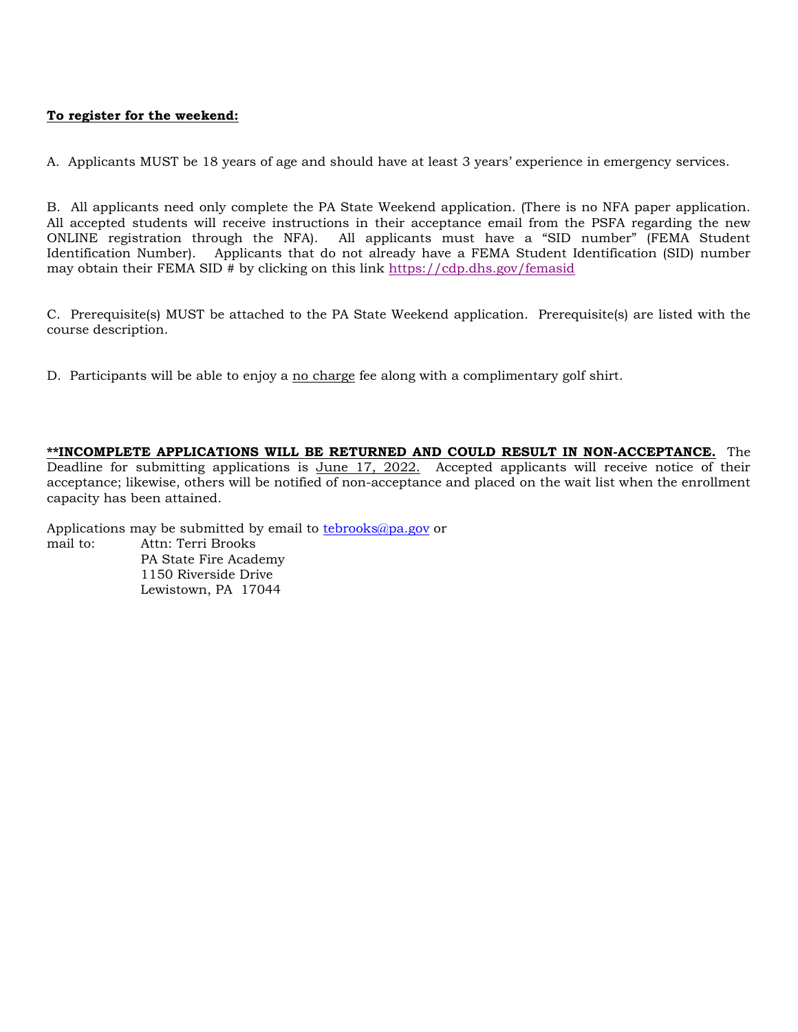**To register for the weekend:**

A. Applicants MUST be 18 years of age and should have at least 3 years' experience in emergency services.

B. All applicants need only complete the PA State Weekend application. (There is no NFA paper application. All accepted students will receive instructions in their acceptance email from the PSFA regarding the new ONLINE registration through the NFA). All applicants must have a "SID number" (FEMA Student Identification Number). Applicants that do not already have a FEMA Student Identification (SID) number may obtain their FEMA SID # by clicking on this link https://cdp.dhs.gov/femasid

C. Prerequisite(s) MUST be attached to the PA State Weekend application. Prerequisite(s) are listed with the course description.

D. Participants will be able to enjoy a no charge fee along with a complimentary golf shirt.

**\*\*INCOMPLETE APPLICATIONS WILL BE RETURNED AND COULD RESULT IN NON-ACCEPTANCE.** The Deadline for submitting applications is June 17, 2022. Accepted applicants will receive notice of their acceptance; likewise, others will be notified of non-acceptance and placed on the wait list when the enrollment capacity has been attained.

Applications may be submitted by email to tebrooks@pa.gov or
mail to: Attn: Terri Brooks
PA State Fire Academy
1150 Riverside Drive
Lewistown, PA 17044